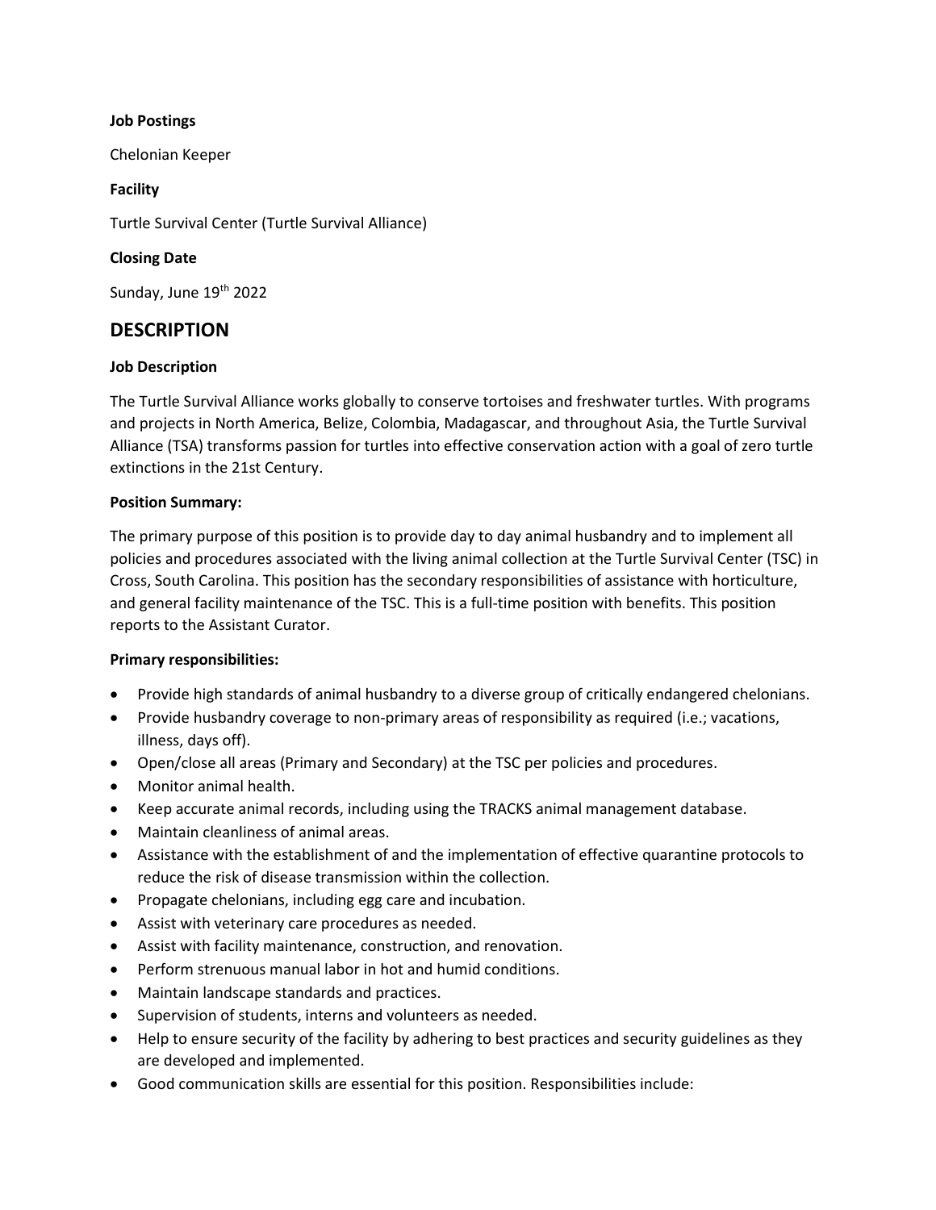**Job Postings**

Chelonian Keeper

**Facility**

Turtle Survival Center (Turtle Survival Alliance)

**Closing Date**

Sunday, June 19th 2022

## DESCRIPTION

**Job Description**

The Turtle Survival Alliance works globally to conserve tortoises and freshwater turtles. With programs and projects in North America, Belize, Colombia, Madagascar, and throughout Asia, the Turtle Survival Alliance (TSA) transforms passion for turtles into effective conservation action with a goal of zero turtle extinctions in the 21st Century.

**Position Summary:**

The primary purpose of this position is to provide day to day animal husbandry and to implement all policies and procedures associated with the living animal collection at the Turtle Survival Center (TSC) in Cross, South Carolina. This position has the secondary responsibilities of assistance with horticulture, and general facility maintenance of the TSC. This is a full-time position with benefits. This position reports to the Assistant Curator.

**Primary responsibilities:**

- Provide high standards of animal husbandry to a diverse group of critically endangered chelonians.
- Provide husbandry coverage to non-primary areas of responsibility as required (i.e.; vacations, illness, days off).
- Open/close all areas (Primary and Secondary) at the TSC per policies and procedures.
- Monitor animal health.
- Keep accurate animal records, including using the TRACKS animal management database.
- Maintain cleanliness of animal areas.
- Assistance with the establishment of and the implementation of effective quarantine protocols to reduce the risk of disease transmission within the collection.
- Propagate chelonians, including egg care and incubation.
- Assist with veterinary care procedures as needed.
- Assist with facility maintenance, construction, and renovation.
- Perform strenuous manual labor in hot and humid conditions.
- Maintain landscape standards and practices.
- Supervision of students, interns and volunteers as needed.
- Help to ensure security of the facility by adhering to best practices and security guidelines as they are developed and implemented.
- Good communication skills are essential for this position. Responsibilities include: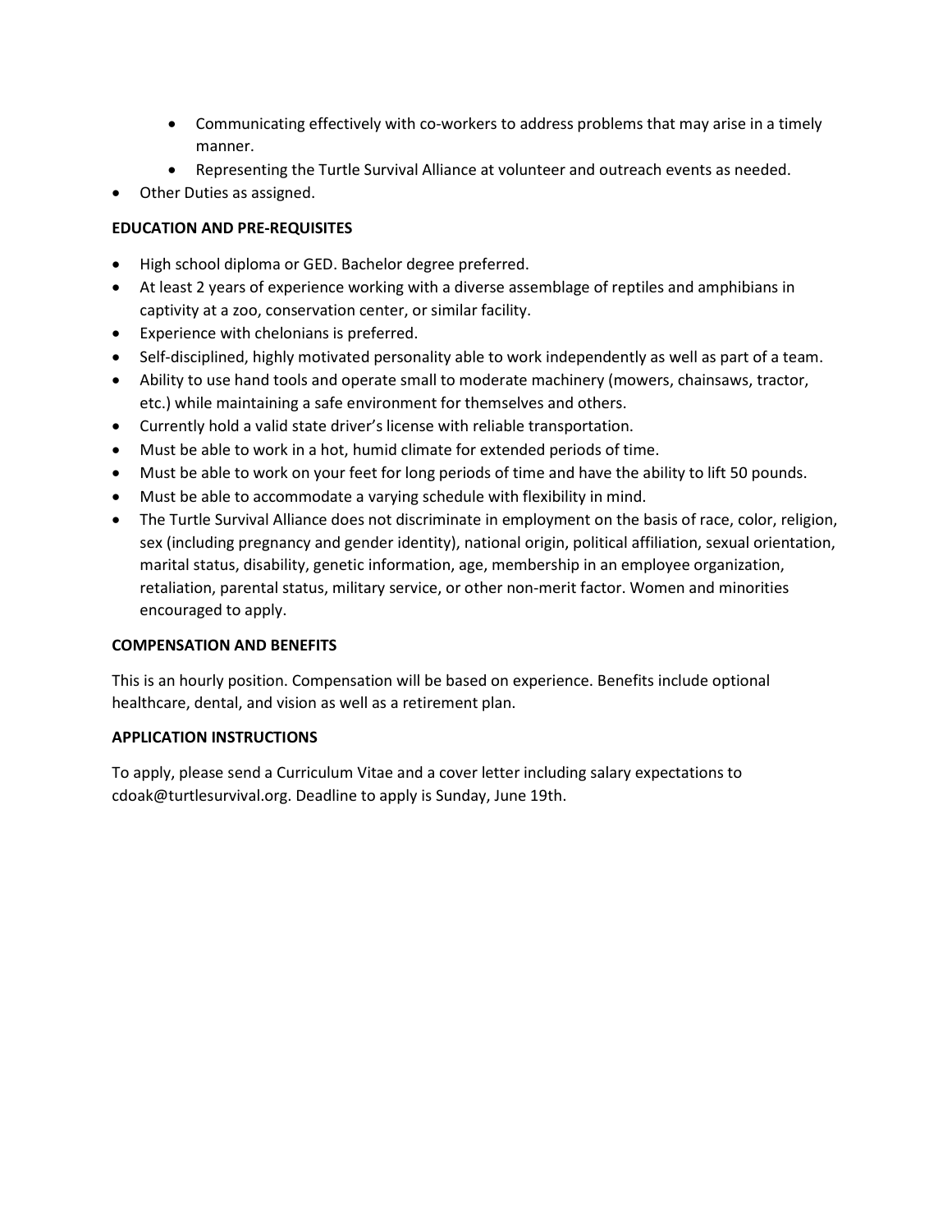- Communicating effectively with co-workers to address problems that may arise in a timely manner.
  - Representing the Turtle Survival Alliance at volunteer and outreach events as needed.
- Other Duties as assigned.

**EDUCATION AND PRE-REQUISITES**

- High school diploma or GED. Bachelor degree preferred.
- At least 2 years of experience working with a diverse assemblage of reptiles and amphibians in captivity at a zoo, conservation center, or similar facility.
- Experience with chelonians is preferred.
- Self-disciplined, highly motivated personality able to work independently as well as part of a team.
- Ability to use hand tools and operate small to moderate machinery (mowers, chainsaws, tractor, etc.) while maintaining a safe environment for themselves and others.
- Currently hold a valid state driver's license with reliable transportation.
- Must be able to work in a hot, humid climate for extended periods of time.
- Must be able to work on your feet for long periods of time and have the ability to lift 50 pounds.
- Must be able to accommodate a varying schedule with flexibility in mind.
- The Turtle Survival Alliance does not discriminate in employment on the basis of race, color, religion, sex (including pregnancy and gender identity), national origin, political affiliation, sexual orientation, marital status, disability, genetic information, age, membership in an employee organization, retaliation, parental status, military service, or other non-merit factor. Women and minorities encouraged to apply.

**COMPENSATION AND BENEFITS**

This is an hourly position. Compensation will be based on experience. Benefits include optional healthcare, dental, and vision as well as a retirement plan.

**APPLICATION INSTRUCTIONS**

To apply, please send a Curriculum Vitae and a cover letter including salary expectations to cdoak@turtlesurvival.org. Deadline to apply is Sunday, June 19th.